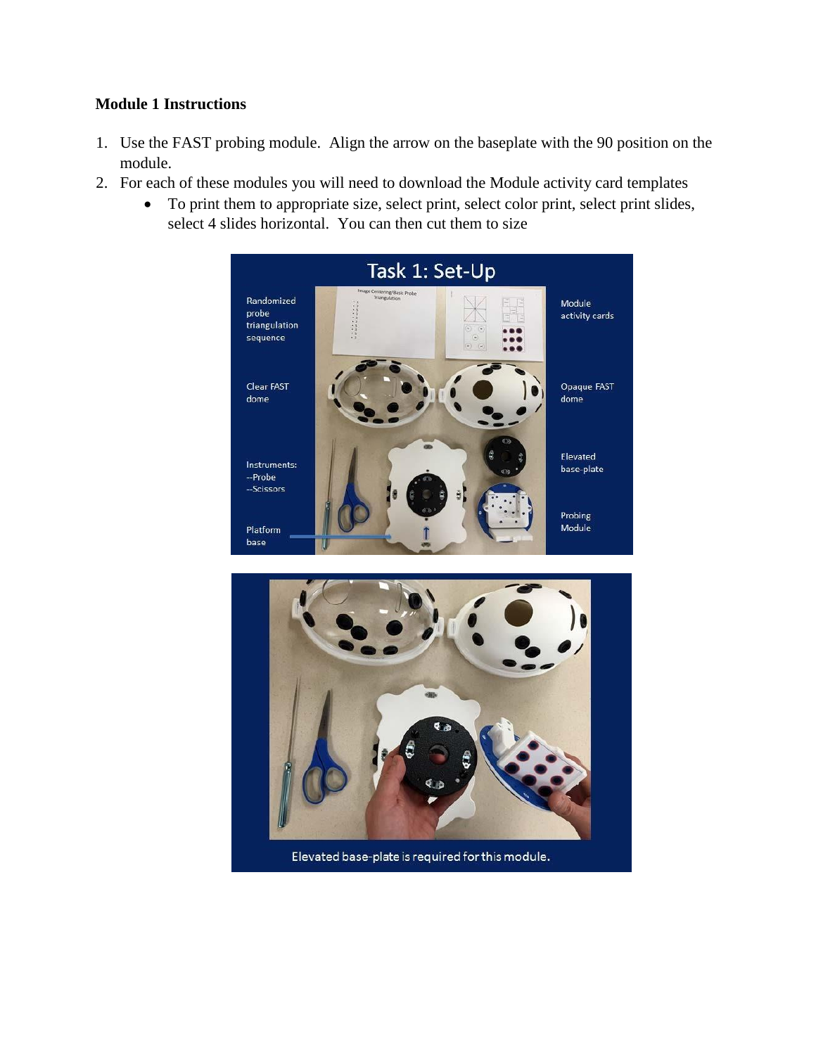**Module 1 Instructions**

1. Use the FAST probing module. Align the arrow on the baseplate with the 90 position on the module.
2. For each of these modules you will need to download the Module activity card templates
   - To print them to appropriate size, select print, select color print, select print slides, select 4 slides horizontal. You can then cut them to size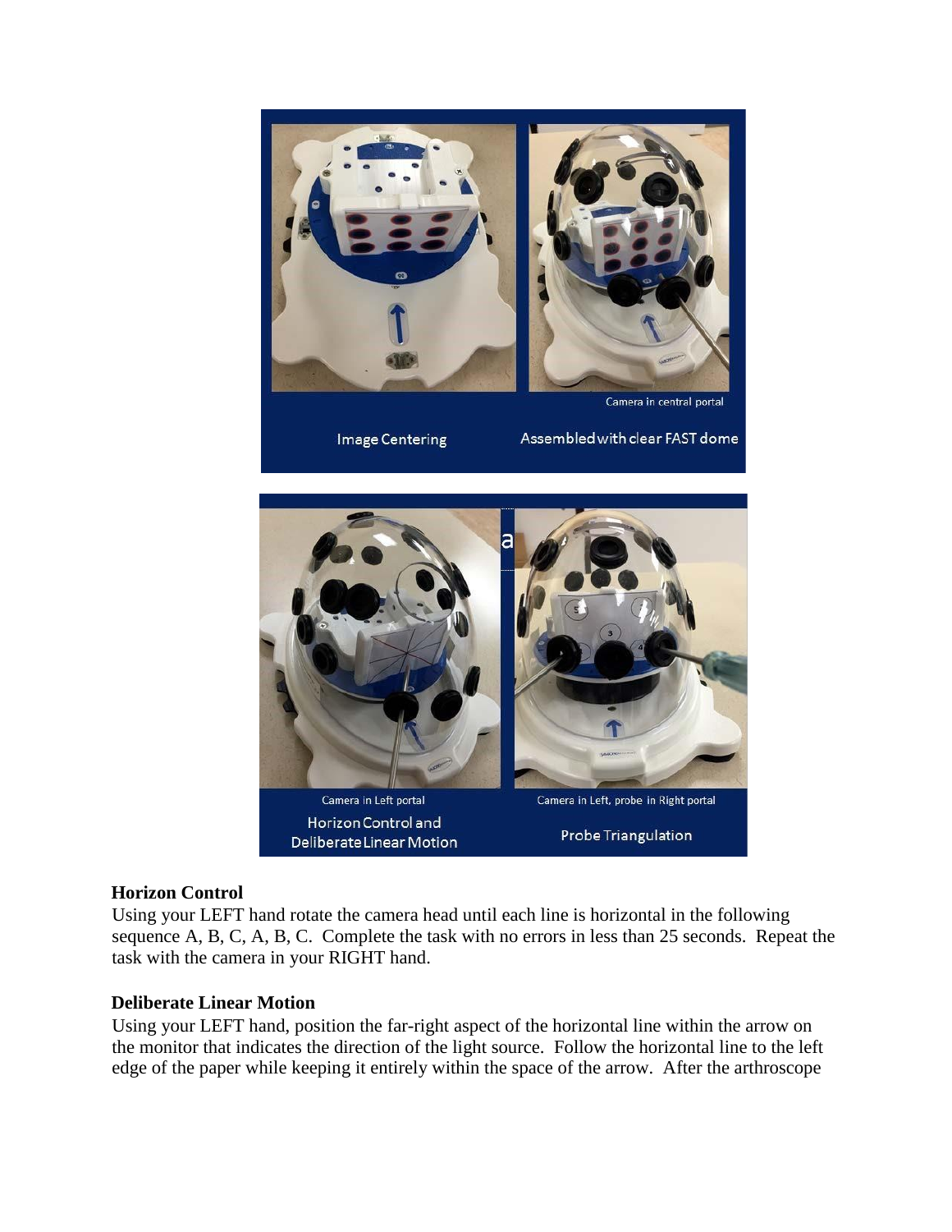Camera in central portal

Image Centering

Assembled with clear FAST dome

Camera in Left portal

Horizon Control and Deliberate Linear Motion

Camera in Left, probe in Right portal

Probe Triangulation

**Horizon Control**

Using your LEFT hand rotate the camera head until each line is horizontal in the following sequence A, B, C, A, B, C. Complete the task with no errors in less than 25 seconds. Repeat the task with the camera in your RIGHT hand.

**Deliberate Linear Motion**

Using your LEFT hand, position the far-right aspect of the horizontal line within the arrow on the monitor that indicates the direction of the light source. Follow the horizontal line to the left edge of the paper while keeping it entirely within the space of the arrow. After the arthroscope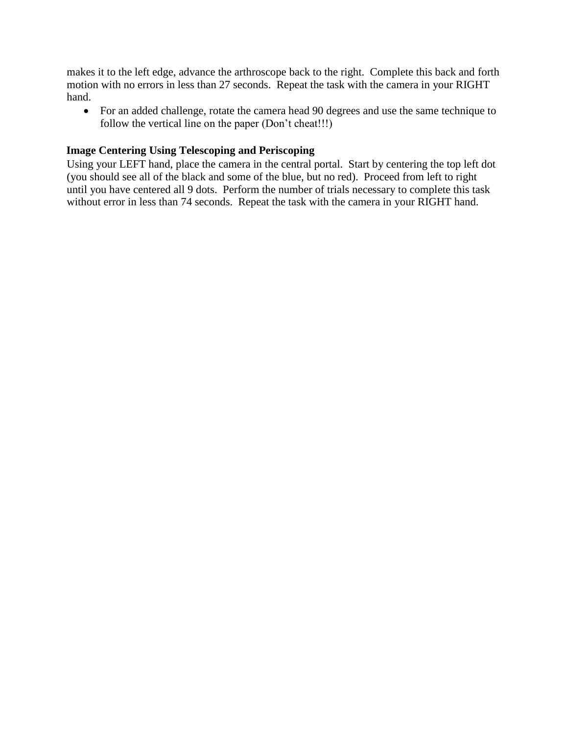makes it to the left edge, advance the arthroscope back to the right. Complete this back and forth motion with no errors in less than 27 seconds. Repeat the task with the camera in your RIGHT hand.

- For an added challenge, rotate the camera head 90 degrees and use the same technique to follow the vertical line on the paper (Don't cheat!!!)

**Image Centering Using Telescoping and Periscoping**

Using your LEFT hand, place the camera in the central portal. Start by centering the top left dot (you should see all of the black and some of the blue, but no red). Proceed from left to right until you have centered all 9 dots. Perform the number of trials necessary to complete this task without error in less than 74 seconds. Repeat the task with the camera in your RIGHT hand.